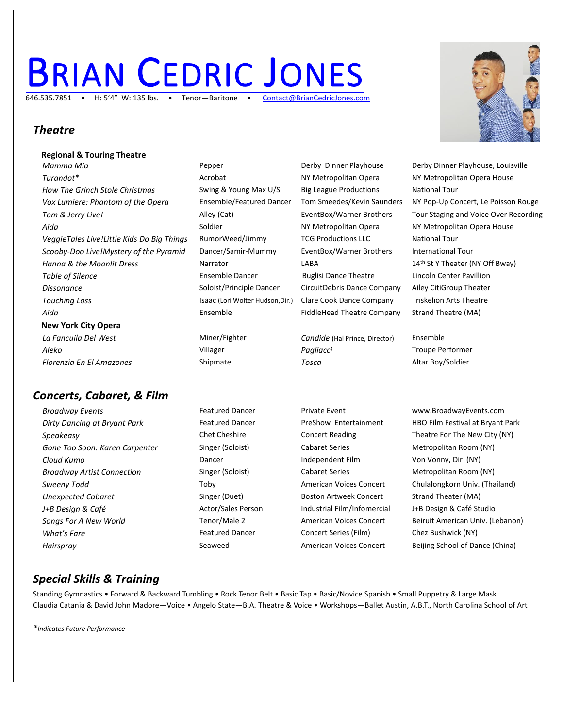# BRIAN CEDRIC JONES

646.535.7851 • H: 5'4" W: 135 lbs. • Tenor—Baritone • Contact@BrianCedricJones.com

## *Theatre*

**Regional & Touring Theatre**

| | | | |
|---|---|---|---|
| *Mamma Mia* | Pepper | Derby Dinner Playhouse | Derby Dinner Playhouse, Louisville |
| *Turandot** | Acrobat | NY Metropolitan Opera | NY Metropolitan Opera House |
| *How The Grinch Stole Christmas* | Swing & Young Max U/S | Big League Productions | National Tour |
| *Vox Lumiere: Phantom of the Opera* | Ensemble/Featured Dancer | Tom Smeedes/Kevin Saunders | NY Pop-Up Concert, Le Poisson Rouge |
| *Tom & Jerry Live!* | Alley (Cat) | EventBox/Warner Brothers | Tour Staging and Voice Over Recording |
| *Aida* | Soldier | NY Metropolitan Opera | NY Metropolitan Opera House |
| *VeggieTales Live!Little Kids Do Big Things* | RumorWeed/Jimmy | TCG Productions LLC | National Tour |
| *Scooby-Doo Live!Mystery of the Pyramid* | Dancer/Samir-Mummy | EventBox/Warner Brothers | International Tour |
| *Hanna & the Moonlit Dress* | Narrator | LABA | 14th St Y Theater (NY Off Bway) |
| *Table of Silence* | Ensemble Dancer | Buglisi Dance Theatre | Lincoln Center Pavillion |
| *Dissonance* | Soloist/Principle Dancer | CircuitDebris Dance Company | Ailey CitiGroup Theater |
| *Touching Loss* | Isaac (Lori Wolter Hudson,Dir.) | Clare Cook Dance Company | Triskelion Arts Theatre |
| *Aida* | Ensemble | FiddleHead Theatre Company | Strand Theatre (MA) |

**New York City Opera**

| | | | |
|---|---|---|---|
| *La Fancuila Del West* | Miner/Fighter | *Candide* (Hal Prince, Director) | Ensemble |
| *Aleko* | Villager | *Pagliacci* | Troupe Performer |
| *Florenzia En El Amazones* | Shipmate | *Tosca* | Altar Boy/Soldier |

## *Concerts, Cabaret, & Film*

| | | | |
|---|---|---|---|
| *Broadway Events* | Featured Dancer | Private Event | www.BroadwayEvents.com |
| *Dirty Dancing at Bryant Park* | Featured Dancer | PreShow Entertainment | HBO Film Festival at Bryant Park |
| *Speakeasy* | Chet Cheshire | Concert Reading | Theatre For The New City (NY) |
| *Gone Too Soon: Karen Carpenter* | Singer (Soloist) | Cabaret Series | Metropolitan Room (NY) |
| *Cloud Kumo* | Dancer | Independent Film | Von Vonny, Dir (NY) |
| *Broadway Artist Connection* | Singer (Soloist) | Cabaret Series | Metropolitan Room (NY) |
| *Sweeny Todd* | Toby | American Voices Concert | Chulalongkorn Univ. (Thailand) |
| *Unexpected Cabaret* | Singer (Duet) | Boston Artweek Concert | Strand Theater (MA) |
| *J+B Design & Café* | Actor/Sales Person | Industrial Film/Infomercial | J+B Design & Café Studio |
| *Songs For A New World* | Tenor/Male 2 | American Voices Concert | Beiruit American Univ. (Lebanon) |
| *What's Fare* | Featured Dancer | Concert Series (Film) | Chez Bushwick (NY) |
| *Hairspray* | Seaweed | American Voices Concert | Beijing School of Dance (China) |

## *Special Skills & Training*

Standing Gymnastics • Forward & Backward Tumbling • Rock Tenor Belt • Basic Tap • Basic/Novice Spanish • Small Puppetry & Large Mask
Claudia Catania & David John Madore—Voice • Angelo State—B.A. Theatre & Voice • Workshops—Ballet Austin, A.B.T., North Carolina School of Art

**Indicates Future Performance*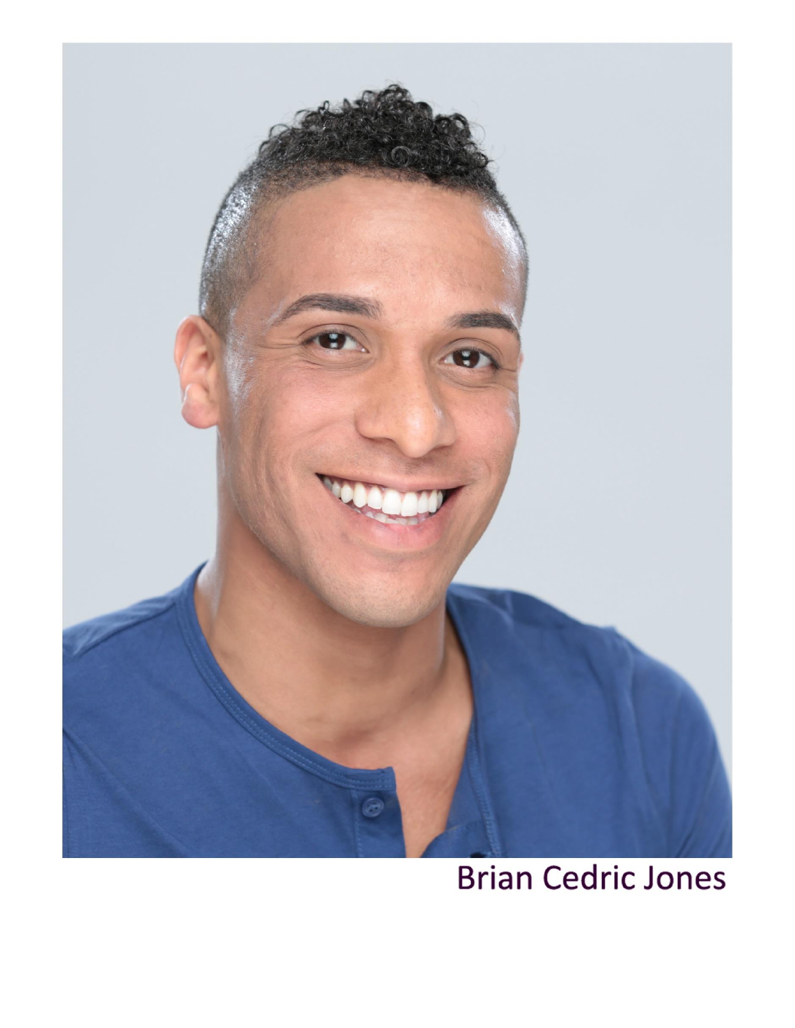Brian Cedric Jones